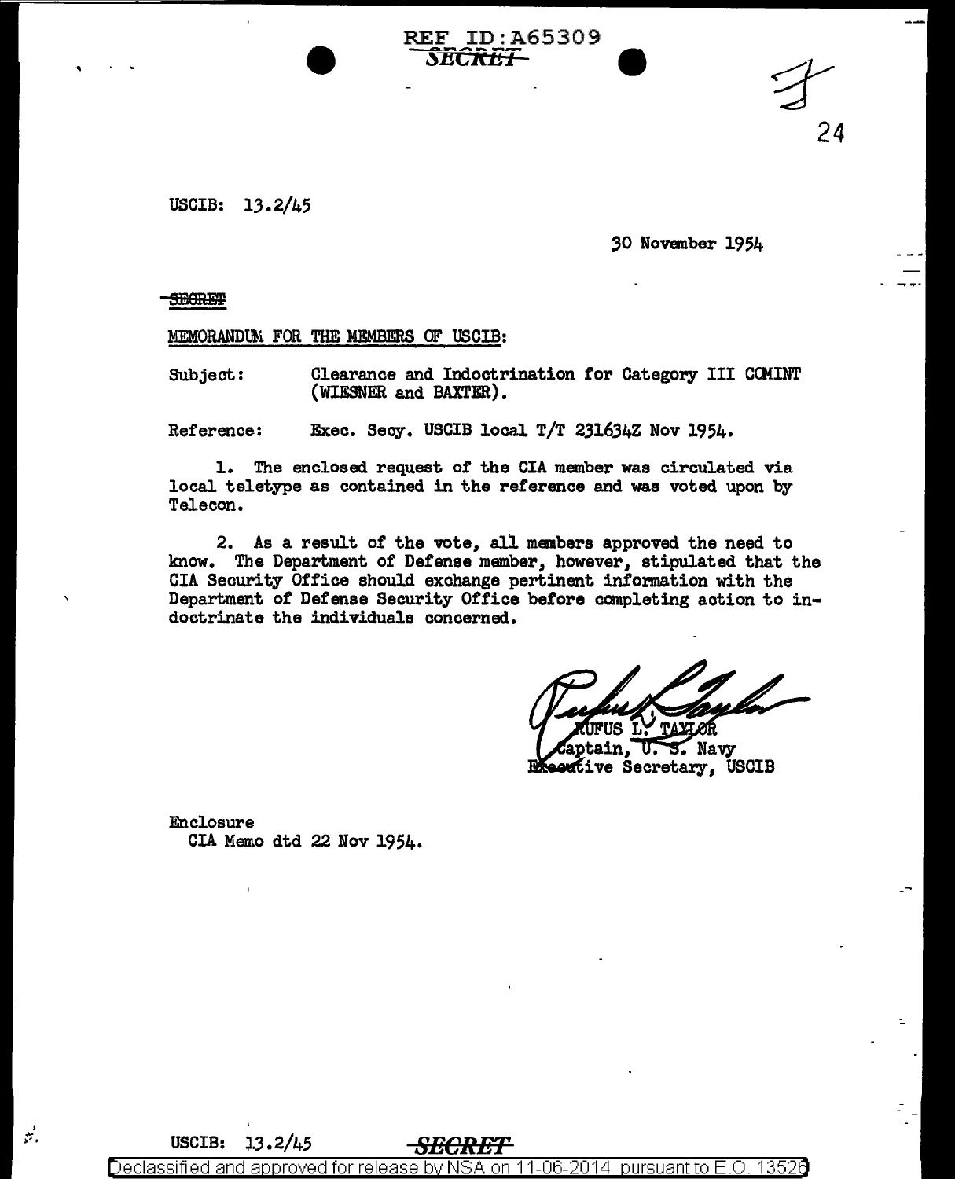REF ID:A65309
SECRET

USCIB: 13.2/45

30 November 1954

SECRET

MEMORANDUM FOR THE MEMBERS OF USCIB:

Subject: Clearance and Indoctrination for Category III COMINT (WIESNER and BAXTER).

Reference: Exec. Secy. USCIB local T/T 231634Z Nov 1954.

1. The enclosed request of the CIA member was circulated via local teletype as contained in the reference and was voted upon by Telecon.

2. As a result of the vote, all members approved the need to know. The Department of Defense member, however, stipulated that the CIA Security Office should exchange pertinent information with the Department of Defense Security Office before completing action to indoctrinate the individuals concerned.

RUFUS L. TAYLOR
Captain, U. S. Navy
Executive Secretary, USCIB

Enclosure
CIA Memo dtd 22 Nov 1954.

USCIB: 13.2/45

SECRET

Declassified and approved for release by NSA on 11-06-2014 pursuant to E.O. 13526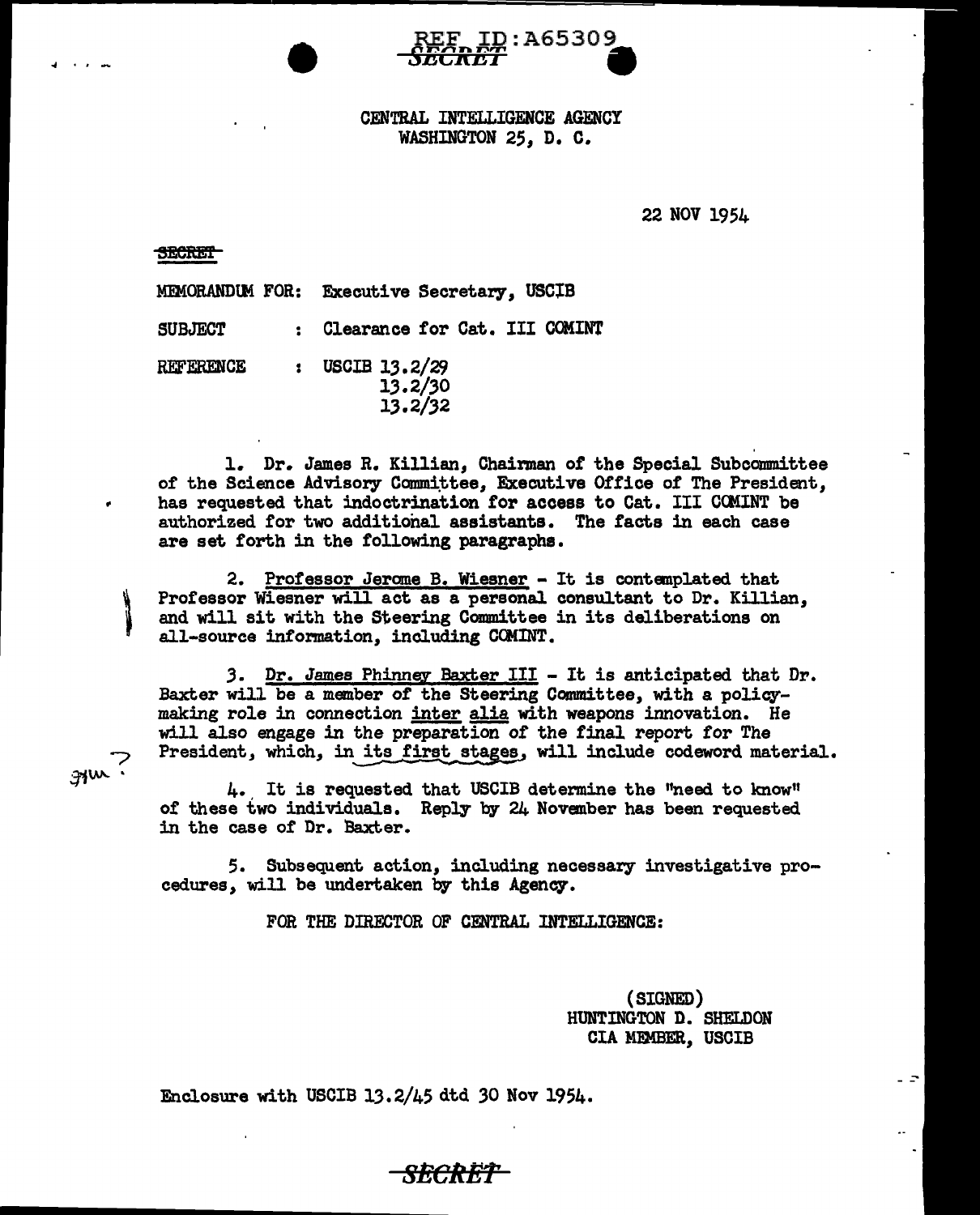REF ID:A65309
~~SECRET~~

CENTRAL INTELLIGENCE AGENCY
WASHINGTON 25, D. C.

22 NOV 1954

~~SECRET~~

MEMORANDUM FOR: Executive Secretary, USCIB

SUBJECT : Clearance for Cat. III COMINT

REFERENCE : USCIB 13.2/29
13.2/30
13.2/32

1. Dr. James R. Killian, Chairman of the Special Subcommittee of the Science Advisory Committee, Executive Office of The President, has requested that indoctrination for access to Cat. III COMINT be authorized for two additional assistants. The facts in each case are set forth in the following paragraphs.

2. Professor Jerome B. Wiesner - It is contemplated that Professor Wiesner will act as a personal consultant to Dr. Killian, and will sit with the Steering Committee in its deliberations on all-source information, including COMINT.

3. Dr. James Phinney Baxter III - It is anticipated that Dr. Baxter will be a member of the Steering Committee, with a policy-making role in connection inter alia with weapons innovation. He will also engage in the preparation of the final report for The President, which, in its first stages, will include codeword material.

4. It is requested that USCIB determine the "need to know" of these two individuals. Reply by 24 November has been requested in the case of Dr. Baxter.

5. Subsequent action, including necessary investigative procedures, will be undertaken by this Agency.

FOR THE DIRECTOR OF CENTRAL INTELLIGENCE:

(SIGNED)
HUNTINGTON D. SHELDON
CIA MEMBER, USCIB

Enclosure with USCIB 13.2/45 dtd 30 Nov 1954.

~~SECRET~~